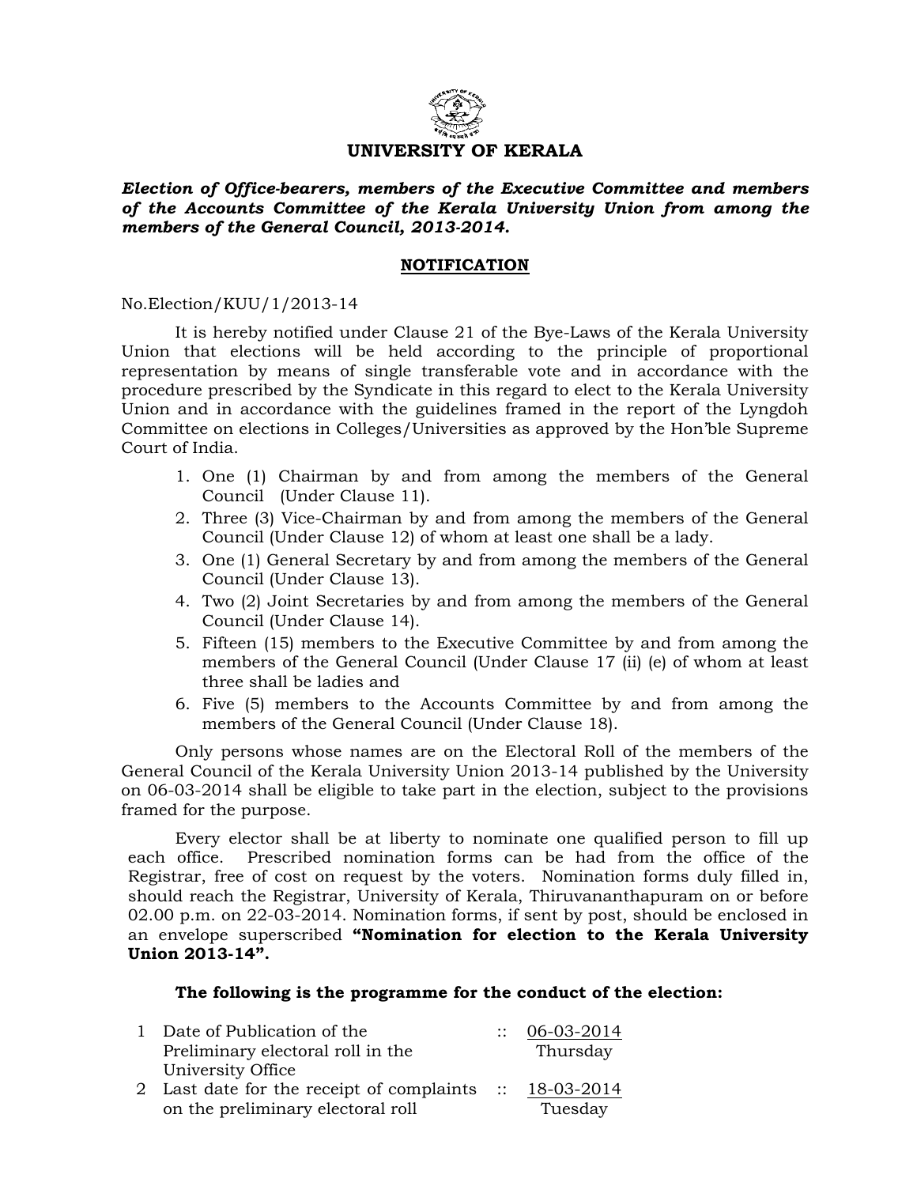# UNIVERSITY OF KERALA

***Election of Office-bearers, members of the Executive Committee and members of the Accounts Committee of the Kerala University Union from among the members of the General Council, 2013-2014.***

## NOTIFICATION

No.Election/KUU/1/2013-14

It is hereby notified under Clause 21 of the Bye-Laws of the Kerala University Union that elections will be held according to the principle of proportional representation by means of single transferable vote and in accordance with the procedure prescribed by the Syndicate in this regard to elect to the Kerala University Union and in accordance with the guidelines framed in the report of the Lyngdoh Committee on elections in Colleges/Universities as approved by the Hon'ble Supreme Court of India.

1. One (1) Chairman by and from among the members of the General Council (Under Clause 11).
2. Three (3) Vice-Chairman by and from among the members of the General Council (Under Clause 12) of whom at least one shall be a lady.
3. One (1) General Secretary by and from among the members of the General Council (Under Clause 13).
4. Two (2) Joint Secretaries by and from among the members of the General Council (Under Clause 14).
5. Fifteen (15) members to the Executive Committee by and from among the members of the General Council (Under Clause 17 (ii) (e) of whom at least three shall be ladies and
6. Five (5) members to the Accounts Committee by and from among the members of the General Council (Under Clause 18).

Only persons whose names are on the Electoral Roll of the members of the General Council of the Kerala University Union 2013-14 published by the University on 06-03-2014 shall be eligible to take part in the election, subject to the provisions framed for the purpose.

Every elector shall be at liberty to nominate one qualified person to fill up each office. Prescribed nomination forms can be had from the office of the Registrar, free of cost on request by the voters. Nomination forms duly filled in, should reach the Registrar, University of Kerala, Thiruvananthapuram on or before 02.00 p.m. on 22-03-2014. Nomination forms, if sent by post, should be enclosed in an envelope superscribed **"Nomination for election to the Kerala University Union 2013-14".**

**The following is the programme for the conduct of the election:**

| | | | |
|---|---|---|---|
| 1 | Date of Publication of the Preliminary electoral roll in the University Office | :: | 06-03-2014 Thursday |
| 2 | Last date for the receipt of complaints on the preliminary electoral roll | :: | 18-03-2014 Tuesday |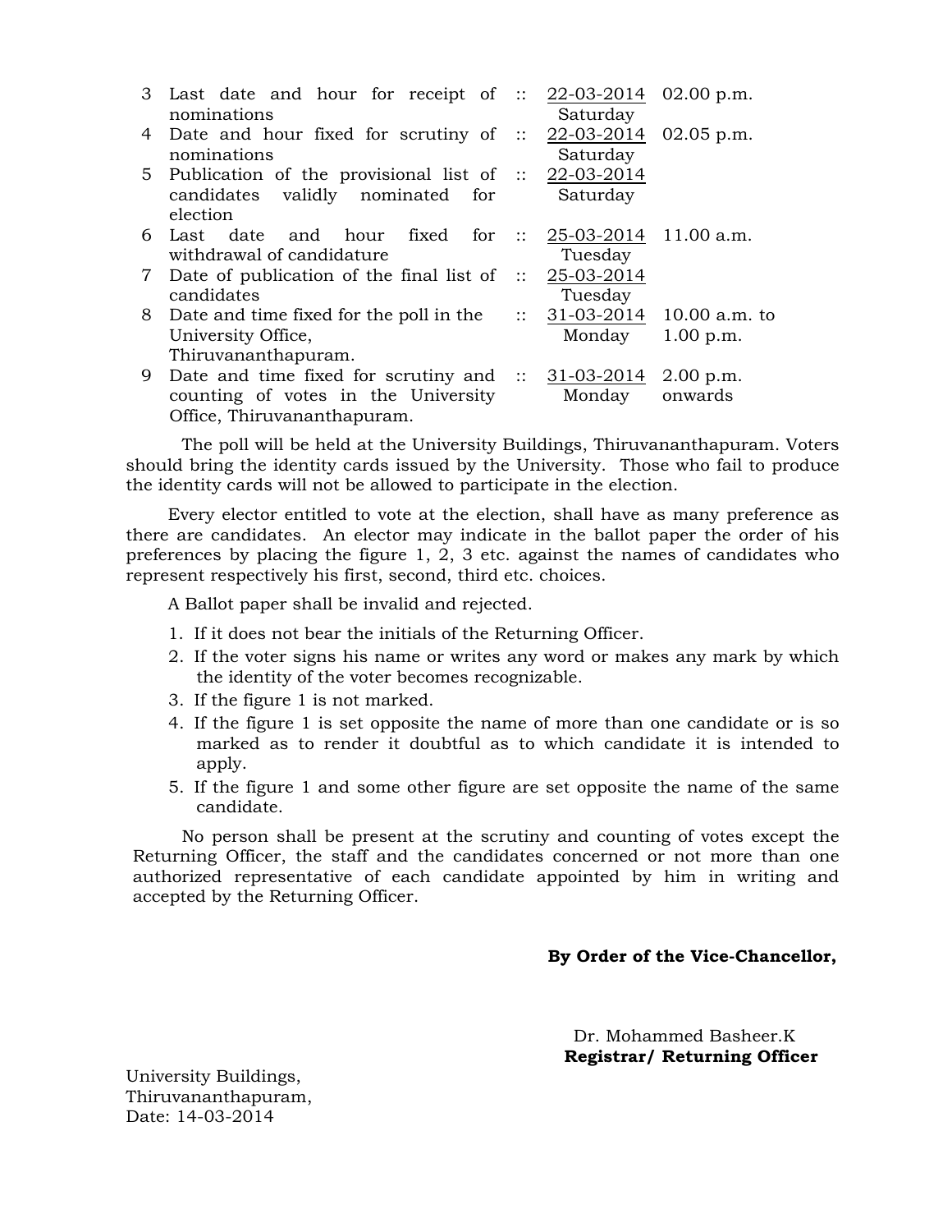| | | | | |
|---|---|---|---|---|
| 3 | Last date and hour for receipt of nominations | :: | 22-03-2014 Saturday | 02.00 p.m. |
| 4 | Date and hour fixed for scrutiny of nominations | :: | 22-03-2014 Saturday | 02.05 p.m. |
| 5 | Publication of the provisional list of candidates validly nominated for election | :: | 22-03-2014 Saturday | |
| 6 | Last date and hour fixed for withdrawal of candidature | :: | 25-03-2014 Tuesday | 11.00 a.m. |
| 7 | Date of publication of the final list of candidates | :: | 25-03-2014 Tuesday | |
| 8 | Date and time fixed for the poll in the University Office, Thiruvananthapuram. | :: | 31-03-2014 Monday | 10.00 a.m. to 1.00 p.m. |
| 9 | Date and time fixed for scrutiny and counting of votes in the University Office, Thiruvananthapuram. | :: | 31-03-2014 Monday | 2.00 p.m. onwards |

The poll will be held at the University Buildings, Thiruvananthapuram. Voters should bring the identity cards issued by the University. Those who fail to produce the identity cards will not be allowed to participate in the election.

Every elector entitled to vote at the election, shall have as many preference as there are candidates. An elector may indicate in the ballot paper the order of his preferences by placing the figure 1, 2, 3 etc. against the names of candidates who represent respectively his first, second, third etc. choices.

A Ballot paper shall be invalid and rejected.

1. If it does not bear the initials of the Returning Officer.
2. If the voter signs his name or writes any word or makes any mark by which the identity of the voter becomes recognizable.
3. If the figure 1 is not marked.
4. If the figure 1 is set opposite the name of more than one candidate or is so marked as to render it doubtful as to which candidate it is intended to apply.
5. If the figure 1 and some other figure are set opposite the name of the same candidate.

No person shall be present at the scrutiny and counting of votes except the Returning Officer, the staff and the candidates concerned or not more than one authorized representative of each candidate appointed by him in writing and accepted by the Returning Officer.

**By Order of the Vice-Chancellor,**

Dr. Mohammed Basheer.K
**Registrar/ Returning Officer**

University Buildings,
Thiruvananthapuram,
Date: 14-03-2014